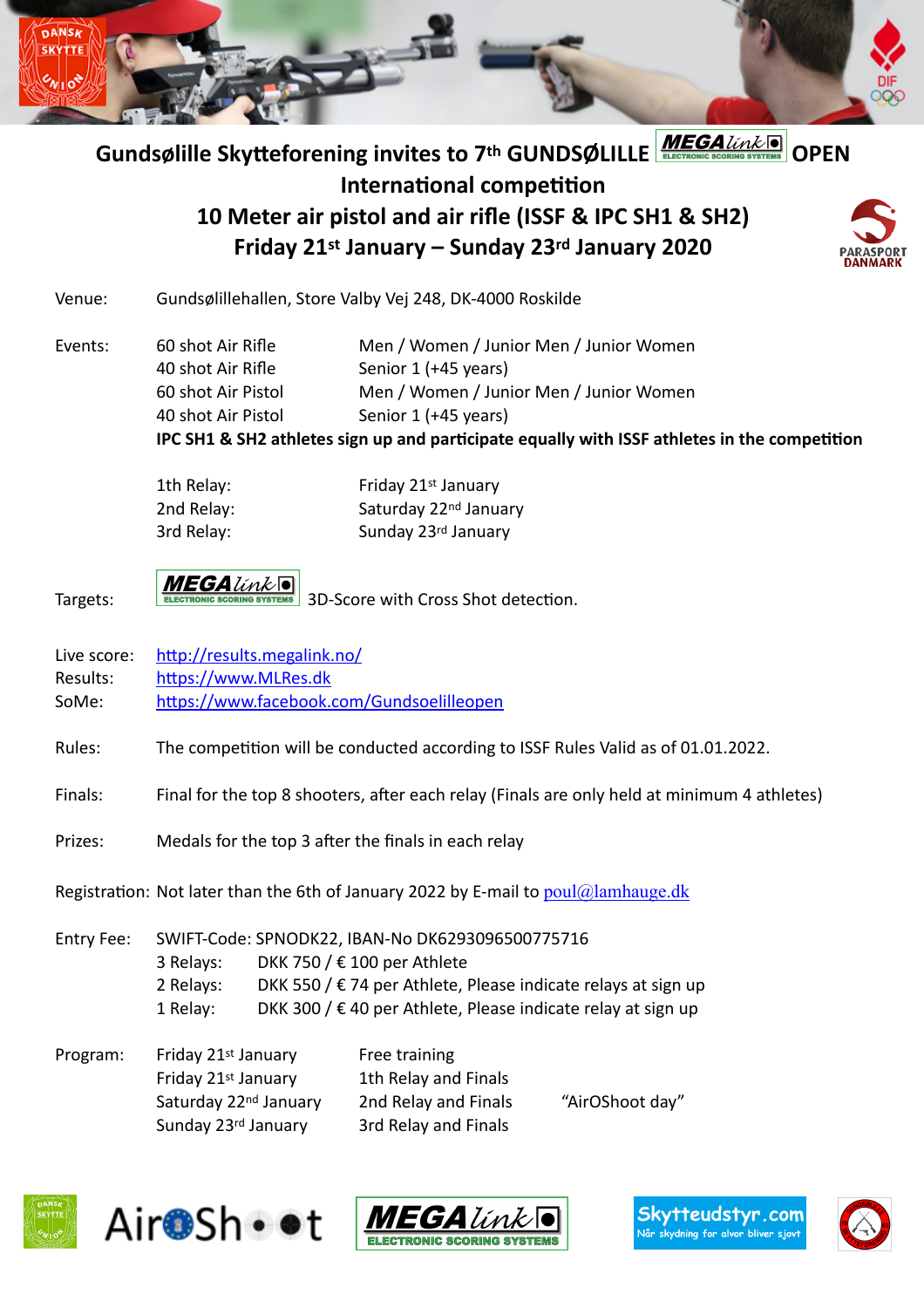# Gundsølille Skytteforening invites to 7th GUNDSØLILLE MEGAlink OPEN

## International competition

## 10 Meter air pistol and air rifle (ISSF & IPC SH1 & SH2)

## Friday 21st January – Sunday 23rd January 2020

Venue: Gundsølillehallen, Store Valby Vej 248, DK-4000 Roskilde

Events:

| | |
|---|---|
| 60 shot Air Rifle | Men / Women / Junior Men / Junior Women |
| 40 shot Air Rifle | Senior 1 (+45 years) |
| 60 shot Air Pistol | Men / Women / Junior Men / Junior Women |
| 40 shot Air Pistol | Senior 1 (+45 years) |

**IPC SH1 & SH2 athletes sign up and participate equally with ISSF athletes in the competition**

| | |
|---|---|
| 1th Relay: | Friday 21st January |
| 2nd Relay: | Saturday 22nd January |
| 3rd Relay: | Sunday 23rd January |

Targets: MEGAlink ELECTRONIC SCORING SYSTEMS 3D-Score with Cross Shot detection.

Live score: http://results.megalink.no/
Results: https://www.MLRes.dk
SoMe: https://www.facebook.com/Gundsoelilleopen

Rules: The competition will be conducted according to ISSF Rules Valid as of 01.01.2022.

Finals: Final for the top 8 shooters, after each relay (Finals are only held at minimum 4 athletes)

Prizes: Medals for the top 3 after the finals in each relay

Registration: Not later than the 6th of January 2022 by E-mail to poul@lamhauge.dk

Entry Fee: SWIFT-Code: SPNODK22, IBAN-No DK6293096500775716

| | |
|---|---|
| 3 Relays: | DKK 750 / € 100 per Athlete |
| 2 Relays: | DKK 550 / € 74 per Athlete, Please indicate relays at sign up |
| 1 Relay: | DKK 300 / € 40 per Athlete, Please indicate relay at sign up |

Program:

| | | |
|---|---|---|
| Friday 21st January | Free training | |
| Friday 21st January | 1th Relay and Finals | |
| Saturday 22nd January | 2nd Relay and Finals | "AirOShoot day" |
| Sunday 23rd January | 3rd Relay and Finals | |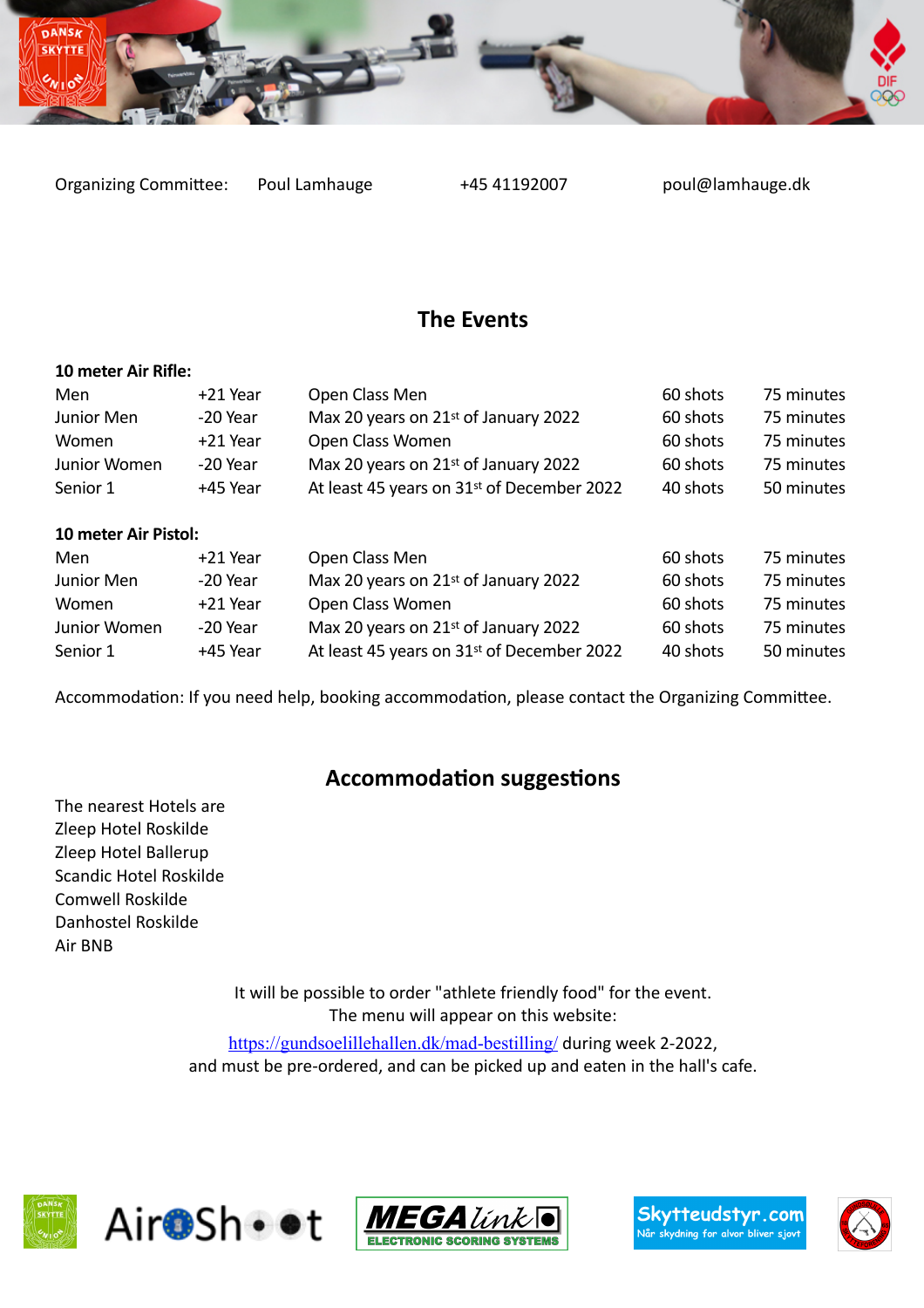Organizing Committee: Poul Lamhauge +45 41192007 poul@lamhauge.dk

## The Events

**10 meter Air Rifle:**

| | | | | |
|---|---|---|---|---|
| Men | +21 Year | Open Class Men | 60 shots | 75 minutes |
| Junior Men | -20 Year | Max 20 years on 21st of January 2022 | 60 shots | 75 minutes |
| Women | +21 Year | Open Class Women | 60 shots | 75 minutes |
| Junior Women | -20 Year | Max 20 years on 21st of January 2022 | 60 shots | 75 minutes |
| Senior 1 | +45 Year | At least 45 years on 31st of December 2022 | 40 shots | 50 minutes |

**10 meter Air Pistol:**

| | | | | |
|---|---|---|---|---|
| Men | +21 Year | Open Class Men | 60 shots | 75 minutes |
| Junior Men | -20 Year | Max 20 years on 21st of January 2022 | 60 shots | 75 minutes |
| Women | +21 Year | Open Class Women | 60 shots | 75 minutes |
| Junior Women | -20 Year | Max 20 years on 21st of January 2022 | 60 shots | 75 minutes |
| Senior 1 | +45 Year | At least 45 years on 31st of December 2022 | 40 shots | 50 minutes |

Accommodation: If you need help, booking accommodation, please contact the Organizing Committee.

## Accommodation suggestions

The nearest Hotels are
Zleep Hotel Roskilde
Zleep Hotel Ballerup
Scandic Hotel Roskilde
Comwell Roskilde
Danhostel Roskilde
Air BNB

It will be possible to order "athlete friendly food" for the event.
The menu will appear on this website:
https://gundsoelillehallen.dk/mad-bestilling/ during week 2-2022,
and must be pre-ordered, and can be picked up and eaten in the hall's cafe.